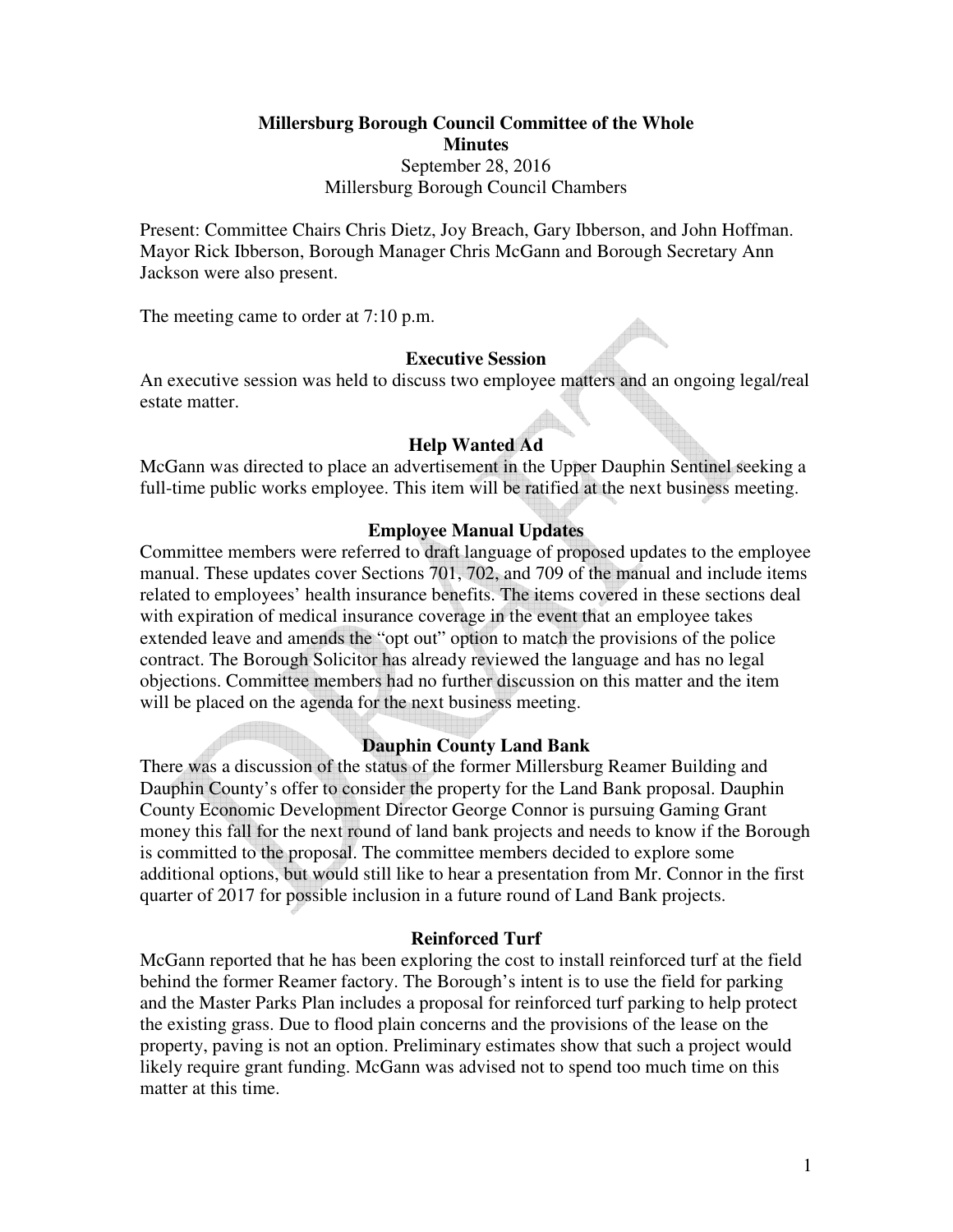**Millersburg Borough Council Committee of the Whole**
**Minutes**
September 28, 2016
Millersburg Borough Council Chambers

Present: Committee Chairs Chris Dietz, Joy Breach, Gary Ibberson, and John Hoffman. Mayor Rick Ibberson, Borough Manager Chris McGann and Borough Secretary Ann Jackson were also present.

The meeting came to order at 7:10 p.m.

**Executive Session**

An executive session was held to discuss two employee matters and an ongoing legal/real estate matter.

**Help Wanted Ad**

McGann was directed to place an advertisement in the Upper Dauphin Sentinel seeking a full-time public works employee. This item will be ratified at the next business meeting.

**Employee Manual Updates**

Committee members were referred to draft language of proposed updates to the employee manual. These updates cover Sections 701, 702, and 709 of the manual and include items related to employees' health insurance benefits. The items covered in these sections deal with expiration of medical insurance coverage in the event that an employee takes extended leave and amends the "opt out" option to match the provisions of the police contract. The Borough Solicitor has already reviewed the language and has no legal objections. Committee members had no further discussion on this matter and the item will be placed on the agenda for the next business meeting.

**Dauphin County Land Bank**

There was a discussion of the status of the former Millersburg Reamer Building and Dauphin County's offer to consider the property for the Land Bank proposal. Dauphin County Economic Development Director George Connor is pursuing Gaming Grant money this fall for the next round of land bank projects and needs to know if the Borough is committed to the proposal. The committee members decided to explore some additional options, but would still like to hear a presentation from Mr. Connor in the first quarter of 2017 for possible inclusion in a future round of Land Bank projects.

**Reinforced Turf**

McGann reported that he has been exploring the cost to install reinforced turf at the field behind the former Reamer factory. The Borough's intent is to use the field for parking and the Master Parks Plan includes a proposal for reinforced turf parking to help protect the existing grass. Due to flood plain concerns and the provisions of the lease on the property, paving is not an option. Preliminary estimates show that such a project would likely require grant funding. McGann was advised not to spend too much time on this matter at this time.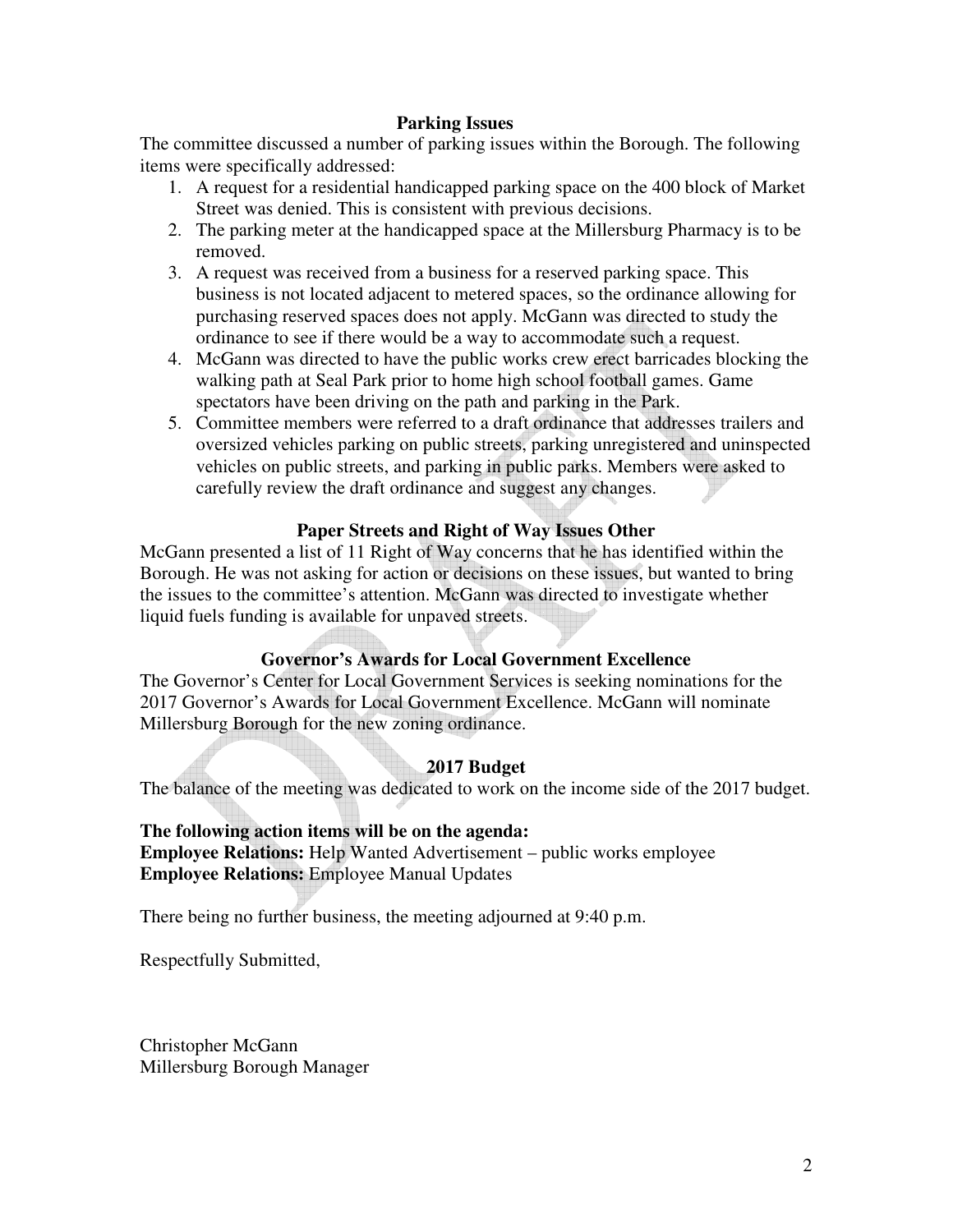## Parking Issues

The committee discussed a number of parking issues within the Borough. The following items were specifically addressed:

1. A request for a residential handicapped parking space on the 400 block of Market Street was denied. This is consistent with previous decisions.
2. The parking meter at the handicapped space at the Millersburg Pharmacy is to be removed.
3. A request was received from a business for a reserved parking space. This business is not located adjacent to metered spaces, so the ordinance allowing for purchasing reserved spaces does not apply. McGann was directed to study the ordinance to see if there would be a way to accommodate such a request.
4. McGann was directed to have the public works crew erect barricades blocking the walking path at Seal Park prior to home high school football games. Game spectators have been driving on the path and parking in the Park.
5. Committee members were referred to a draft ordinance that addresses trailers and oversized vehicles parking on public streets, parking unregistered and uninspected vehicles on public streets, and parking in public parks. Members were asked to carefully review the draft ordinance and suggest any changes.

## Paper Streets and Right of Way Issues Other

McGann presented a list of 11 Right of Way concerns that he has identified within the Borough. He was not asking for action or decisions on these issues, but wanted to bring the issues to the committee's attention. McGann was directed to investigate whether liquid fuels funding is available for unpaved streets.

## Governor's Awards for Local Government Excellence

The Governor's Center for Local Government Services is seeking nominations for the 2017 Governor's Awards for Local Government Excellence. McGann will nominate Millersburg Borough for the new zoning ordinance.

## 2017 Budget

The balance of the meeting was dedicated to work on the income side of the 2017 budget.

**The following action items will be on the agenda:**
**Employee Relations:** Help Wanted Advertisement – public works employee
**Employee Relations:** Employee Manual Updates

There being no further business, the meeting adjourned at 9:40 p.m.

Respectfully Submitted,

Christopher McGann
Millersburg Borough Manager